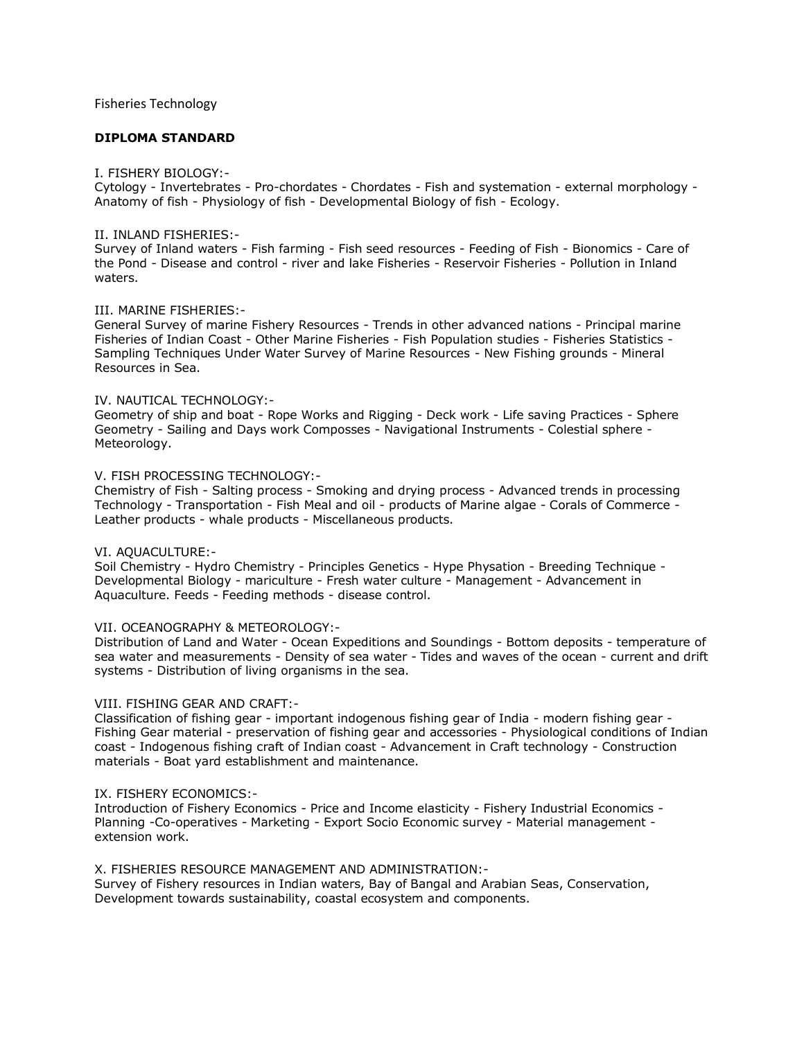Fisheries Technology

**DIPLOMA STANDARD**

I. FISHERY BIOLOGY:-
Cytology - Invertebrates - Pro-chordates - Chordates - Fish and systemation - external morphology - Anatomy of fish - Physiology of fish - Developmental Biology of fish - Ecology.

II. INLAND FISHERIES:-
Survey of Inland waters - Fish farming - Fish seed resources - Feeding of Fish - Bionomics - Care of the Pond - Disease and control - river and lake Fisheries - Reservoir Fisheries - Pollution in Inland waters.

III. MARINE FISHERIES:-
General Survey of marine Fishery Resources - Trends in other advanced nations - Principal marine Fisheries of Indian Coast - Other Marine Fisheries - Fish Population studies - Fisheries Statistics - Sampling Techniques Under Water Survey of Marine Resources - New Fishing grounds - Mineral Resources in Sea.

IV. NAUTICAL TECHNOLOGY:-
Geometry of ship and boat - Rope Works and Rigging - Deck work - Life saving Practices - Sphere Geometry - Sailing and Days work Composses - Navigational Instruments - Colestial sphere - Meteorology.

V. FISH PROCESSING TECHNOLOGY:-
Chemistry of Fish - Salting process - Smoking and drying process - Advanced trends in processing Technology - Transportation - Fish Meal and oil - products of Marine algae - Corals of Commerce - Leather products - whale products - Miscellaneous products.

VI. AQUACULTURE:-
Soil Chemistry - Hydro Chemistry - Principles Genetics - Hype Physation - Breeding Technique - Developmental Biology - mariculture - Fresh water culture - Management - Advancement in Aquaculture. Feeds - Feeding methods - disease control.

VII. OCEANOGRAPHY & METEOROLOGY:-
Distribution of Land and Water - Ocean Expeditions and Soundings - Bottom deposits - temperature of sea water and measurements - Density of sea water - Tides and waves of the ocean - current and drift systems - Distribution of living organisms in the sea.

VIII. FISHING GEAR AND CRAFT:-
Classification of fishing gear - important indogenous fishing gear of India - modern fishing gear - Fishing Gear material - preservation of fishing gear and accessories - Physiological conditions of Indian coast - Indogenous fishing craft of Indian coast - Advancement in Craft technology - Construction materials - Boat yard establishment and maintenance.

IX. FISHERY ECONOMICS:-
Introduction of Fishery Economics - Price and Income elasticity - Fishery Industrial Economics - Planning -Co-operatives - Marketing - Export Socio Economic survey - Material management - extension work.

X. FISHERIES RESOURCE MANAGEMENT AND ADMINISTRATION:-
Survey of Fishery resources in Indian waters, Bay of Bangal and Arabian Seas, Conservation, Development towards sustainability, coastal ecosystem and components.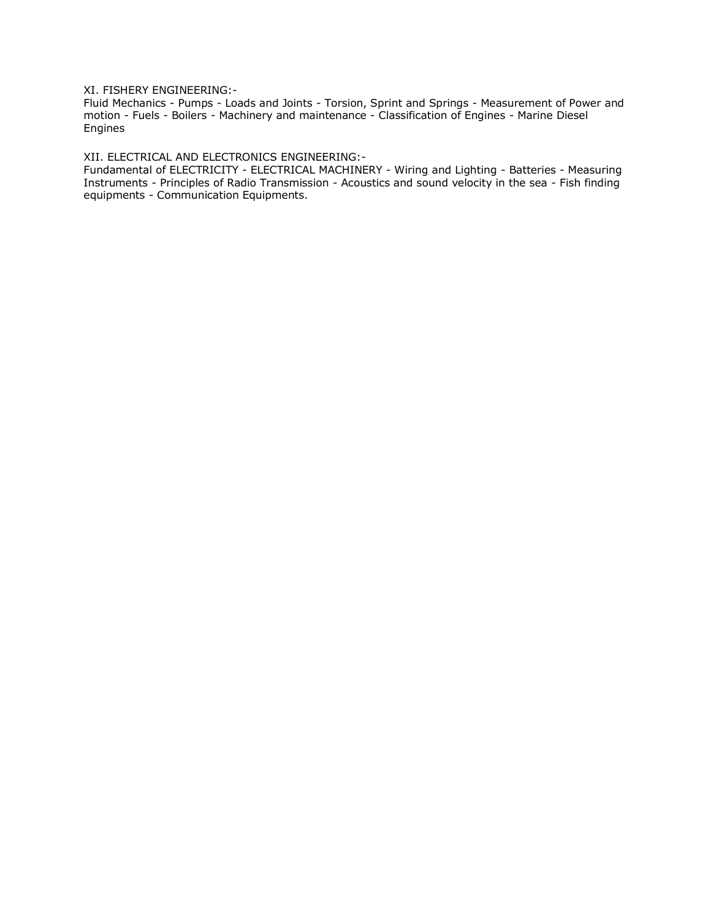XI. FISHERY ENGINEERING:-

Fluid Mechanics - Pumps - Loads and Joints - Torsion, Sprint and Springs - Measurement of Power and motion - Fuels - Boilers - Machinery and maintenance - Classification of Engines - Marine Diesel Engines

XII. ELECTRICAL AND ELECTRONICS ENGINEERING:-

Fundamental of ELECTRICITY - ELECTRICAL MACHINERY - Wiring and Lighting - Batteries - Measuring Instruments - Principles of Radio Transmission - Acoustics and sound velocity in the sea - Fish finding equipments - Communication Equipments.